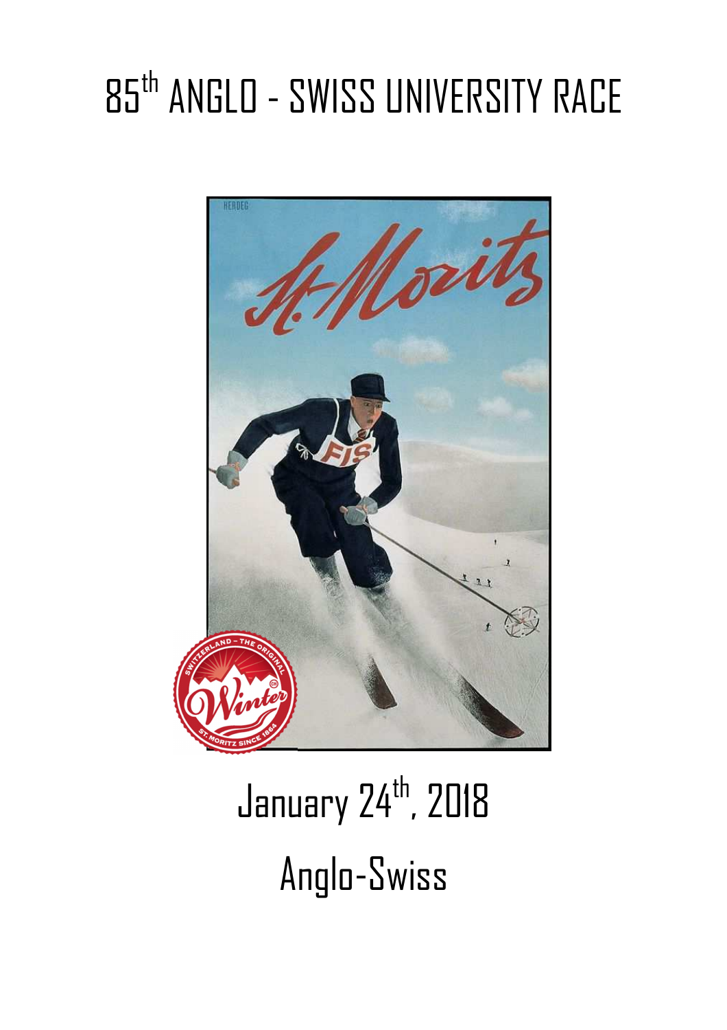# 85th ANGLO - SWISS UNIVERSITY RACE

January 24th, 2018

Anglo-Swiss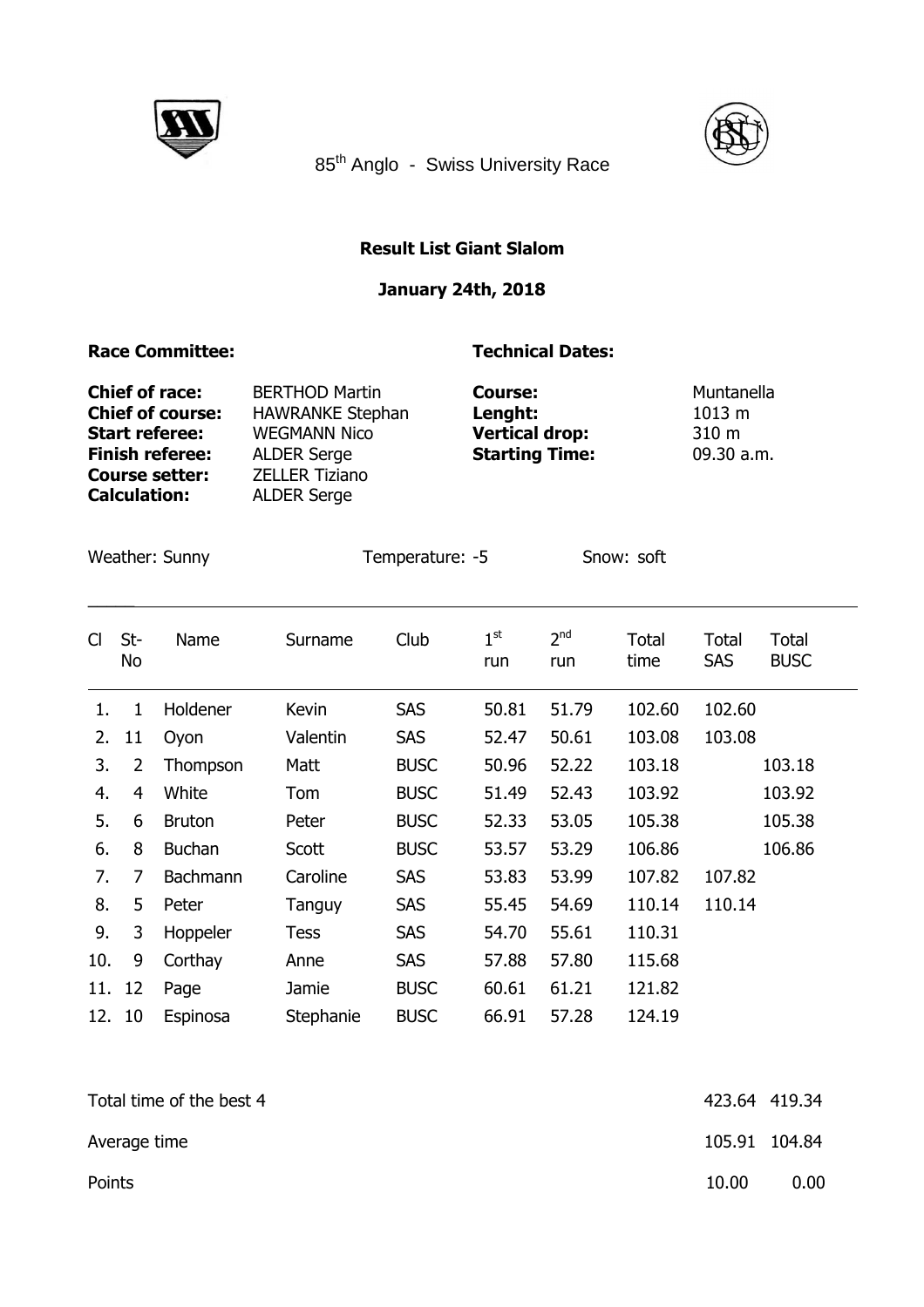85th Anglo - Swiss University Race

**Result List Giant Slalom**

**January 24th, 2018**

| **Race Committee:** | | **Technical Dates:** | |
|---|---|---|---|
| **Chief of race:** | BERTHOD Martin | **Course:** | Muntanella |
| **Chief of course:** | HAWRANKE Stephan | **Lenght:** | 1013 m |
| **Start referee:** | WEGMANN Nico | **Vertical drop:** | 310 m |
| **Finish referee:** | ALDER Serge | **Starting Time:** | 09.30 a.m. |
| **Course setter:** | ZELLER Tiziano | | |
| **Calculation:** | ALDER Serge | | |

Weather: Sunny  Temperature: -5  Snow: soft

| Cl | St-No | Name | Surname | Club | 1st run | 2nd run | Total time | Total SAS | Total BUSC |
|---|---|---|---|---|---|---|---|---|---|
| 1. | 1 | Holdener | Kevin | SAS | 50.81 | 51.79 | 102.60 | 102.60 | |
| 2. | 11 | Oyon | Valentin | SAS | 52.47 | 50.61 | 103.08 | 103.08 | |
| 3. | 2 | Thompson | Matt | BUSC | 50.96 | 52.22 | 103.18 | | 103.18 |
| 4. | 4 | White | Tom | BUSC | 51.49 | 52.43 | 103.92 | | 103.92 |
| 5. | 6 | Bruton | Peter | BUSC | 52.33 | 53.05 | 105.38 | | 105.38 |
| 6. | 8 | Buchan | Scott | BUSC | 53.57 | 53.29 | 106.86 | | 106.86 |
| 7. | 7 | Bachmann | Caroline | SAS | 53.83 | 53.99 | 107.82 | 107.82 | |
| 8. | 5 | Peter | Tanguy | SAS | 55.45 | 54.69 | 110.14 | 110.14 | |
| 9. | 3 | Hoppeler | Tess | SAS | 54.70 | 55.61 | 110.31 | | |
| 10. | 9 | Corthay | Anne | SAS | 57.88 | 57.80 | 115.68 | | |
| 11. | 12 | Page | Jamie | BUSC | 60.61 | 61.21 | 121.82 | | |
| 12. | 10 | Espinosa | Stephanie | BUSC | 66.91 | 57.28 | 124.19 | | |
| Total time of the best 4 | | | | | | | | 423.64 | 419.34 |
| Average time | | | | | | | | 105.91 | 104.84 |
| Points | | | | | | | | 10.00 | 0.00 |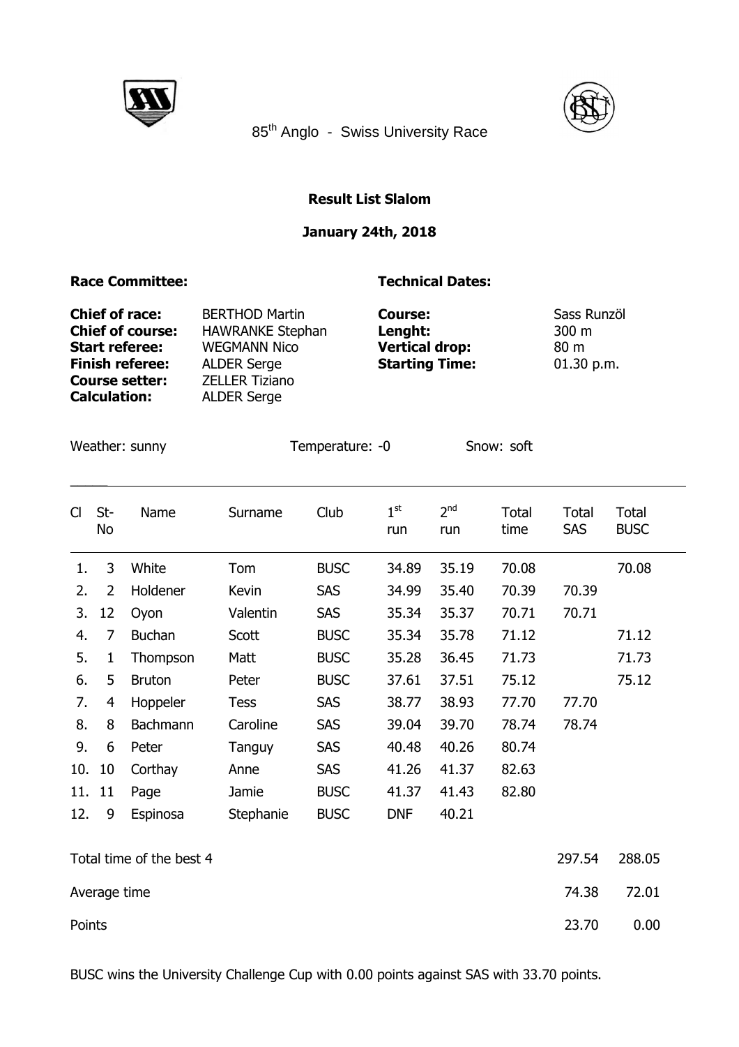85th Anglo - Swiss University Race

**Result List Slalom**

**January 24th, 2018**

**Race Committee:**

**Chief of race:** BERTHOD Martin
**Chief of course:** HAWRANKE Stephan
**Start referee:** WEGMANN Nico
**Finish referee:** ALDER Serge
**Course setter:** ZELLER Tiziano
**Calculation:** ALDER Serge

**Technical Dates:**

**Course:** Sass Runzöl
**Lenght:** 300 m
**Vertical drop:** 80 m
**Starting Time:** 01.30 p.m.

Weather: sunny Temperature: -0 Snow: soft

| Cl | St-No | Name | Surname | Club | 1st run | 2nd run | Total time | Total SAS | Total BUSC |
|---|---|---|---|---|---|---|---|---|---|
| 1. | 3 | White | Tom | BUSC | 34.89 | 35.19 | 70.08 | | 70.08 |
| 2. | 2 | Holdener | Kevin | SAS | 34.99 | 35.40 | 70.39 | 70.39 | |
| 3. | 12 | Oyon | Valentin | SAS | 35.34 | 35.37 | 70.71 | 70.71 | |
| 4. | 7 | Buchan | Scott | BUSC | 35.34 | 35.78 | 71.12 | | 71.12 |
| 5. | 1 | Thompson | Matt | BUSC | 35.28 | 36.45 | 71.73 | | 71.73 |
| 6. | 5 | Bruton | Peter | BUSC | 37.61 | 37.51 | 75.12 | | 75.12 |
| 7. | 4 | Hoppeler | Tess | SAS | 38.77 | 38.93 | 77.70 | 77.70 | |
| 8. | 8 | Bachmann | Caroline | SAS | 39.04 | 39.70 | 78.74 | 78.74 | |
| 9. | 6 | Peter | Tanguy | SAS | 40.48 | 40.26 | 80.74 | | |
| 10. | 10 | Corthay | Anne | SAS | 41.26 | 41.37 | 82.63 | | |
| 11. | 11 | Page | Jamie | BUSC | 41.37 | 41.43 | 82.80 | | |
| 12. | 9 | Espinosa | Stephanie | BUSC | DNF | 40.21 | | | |
| Total time of the best 4 | | | | | | | | 297.54 | 288.05 |
| Average time | | | | | | | | 74.38 | 72.01 |
| Points | | | | | | | | 23.70 | 0.00 |

BUSC wins the University Challenge Cup with 0.00 points against SAS with 33.70 points.